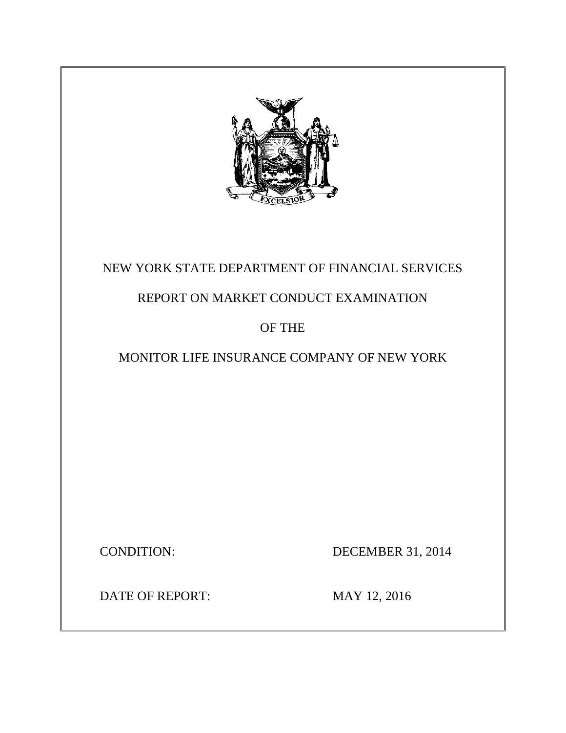NEW YORK STATE DEPARTMENT OF FINANCIAL SERVICES

REPORT ON MARKET CONDUCT EXAMINATION

OF THE

MONITOR LIFE INSURANCE COMPANY OF NEW YORK

CONDITION: DECEMBER 31, 2014

DATE OF REPORT: MAY 12, 2016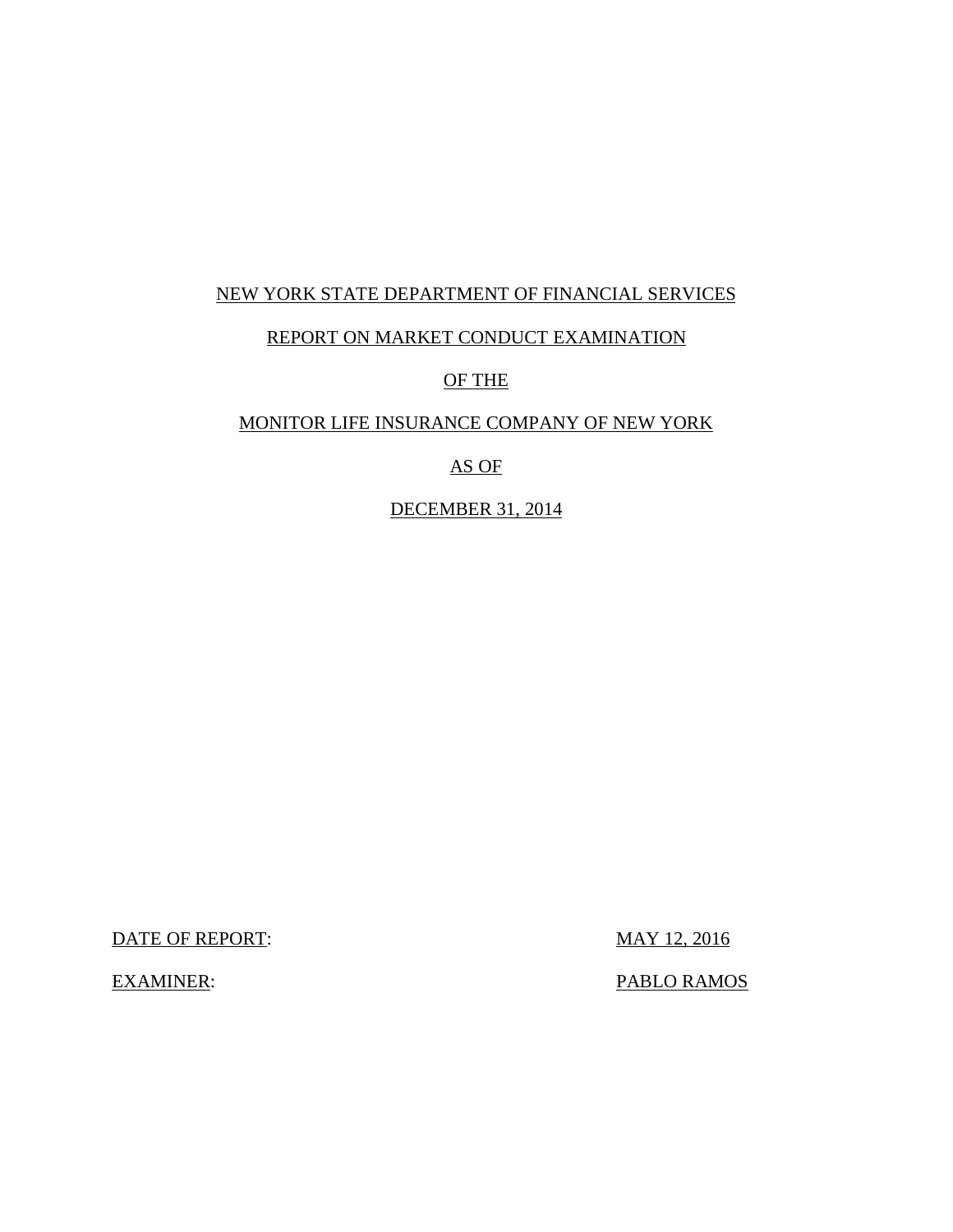NEW YORK STATE DEPARTMENT OF FINANCIAL SERVICES

REPORT ON MARKET CONDUCT EXAMINATION

OF THE

MONITOR LIFE INSURANCE COMPANY OF NEW YORK

AS OF

DECEMBER 31, 2014

DATE OF REPORT: MAY 12, 2016

EXAMINER: PABLO RAMOS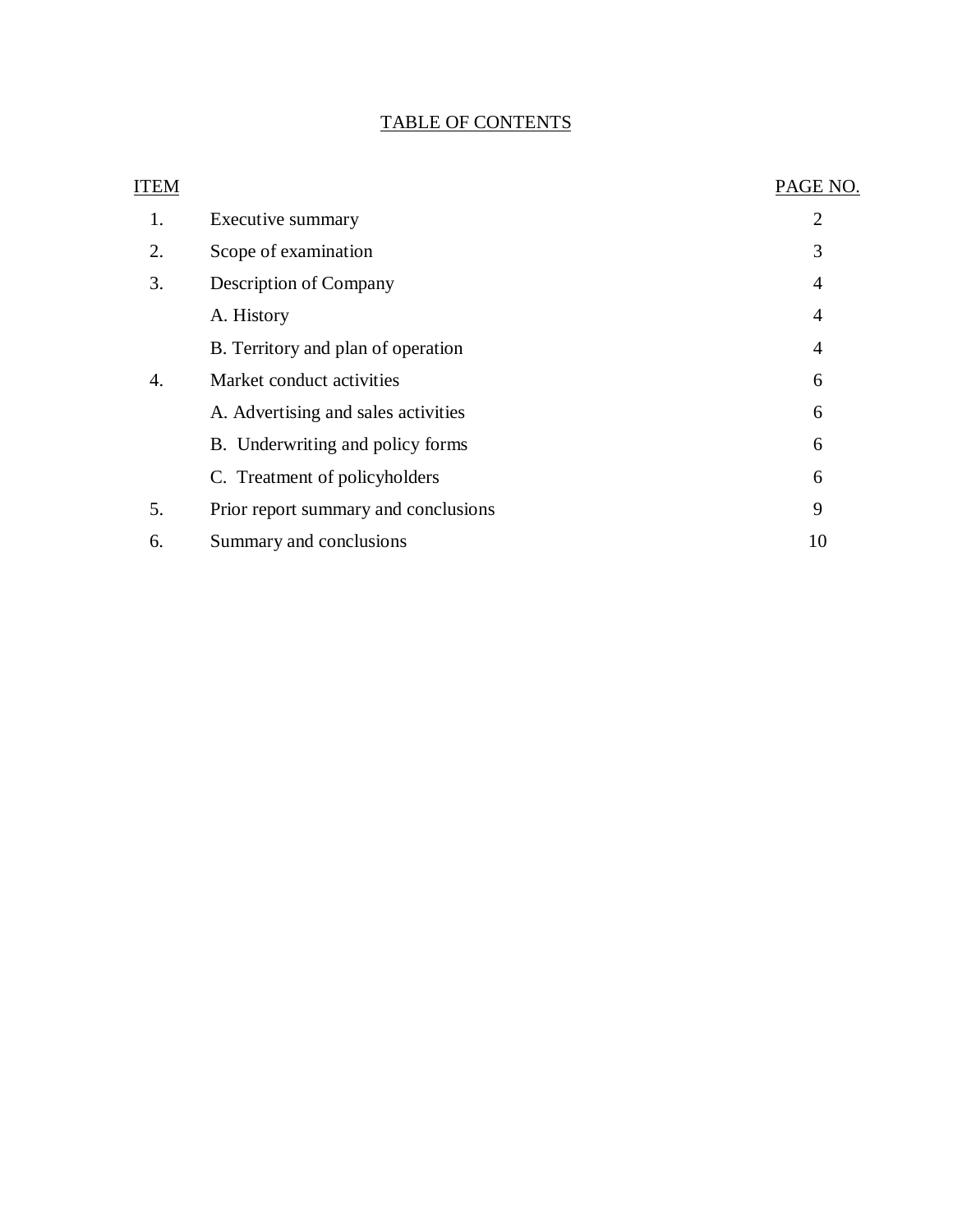# TABLE OF CONTENTS

| ITEM | | PAGE NO. |
|---|---|---|
| 1. | Executive summary | 2 |
| 2. | Scope of examination | 3 |
| 3. | Description of Company | 4 |
| | A. History | 4 |
| | B. Territory and plan of operation | 4 |
| 4. | Market conduct activities | 6 |
| | A. Advertising and sales activities | 6 |
| | B. Underwriting and policy forms | 6 |
| | C. Treatment of policyholders | 6 |
| 5. | Prior report summary and conclusions | 9 |
| 6. | Summary and conclusions | 10 |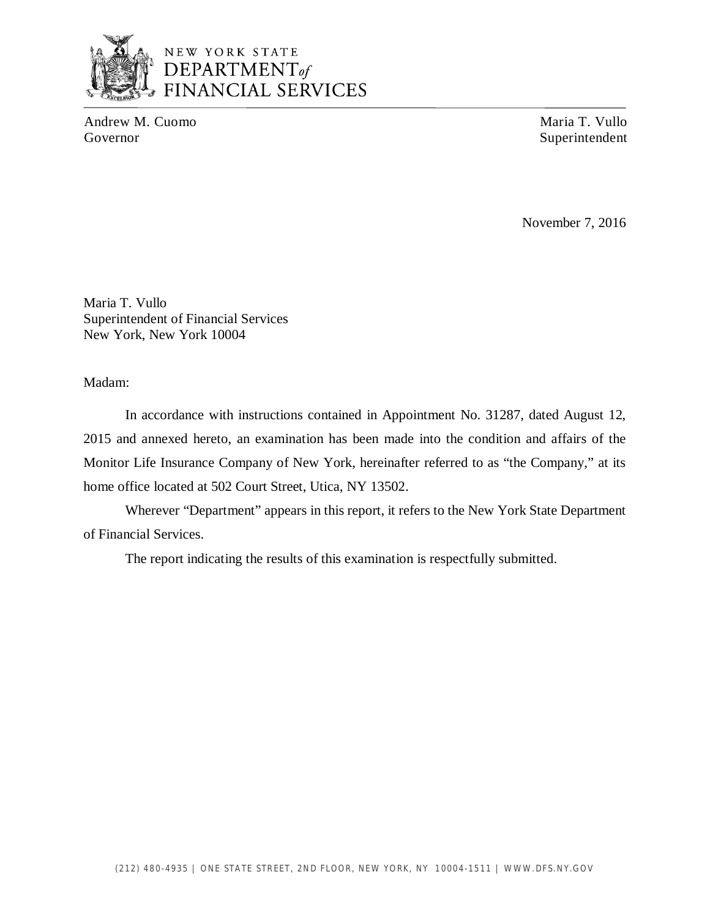NEW YORK STATE
DEPARTMENT of
FINANCIAL SERVICES

Andrew M. Cuomo
Governor

Maria T. Vullo
Superintendent

November 7, 2016

Maria T. Vullo
Superintendent of Financial Services
New York, New York 10004

Madam:

In accordance with instructions contained in Appointment No. 31287, dated August 12, 2015 and annexed hereto, an examination has been made into the condition and affairs of the Monitor Life Insurance Company of New York, hereinafter referred to as "the Company," at its home office located at 502 Court Street, Utica, NY 13502.

Wherever "Department" appears in this report, it refers to the New York State Department of Financial Services.

The report indicating the results of this examination is respectfully submitted.

(212) 480-4935 | ONE STATE STREET, 2ND FLOOR, NEW YORK, NY 10004-1511 | WWW.DFS.NY.GOV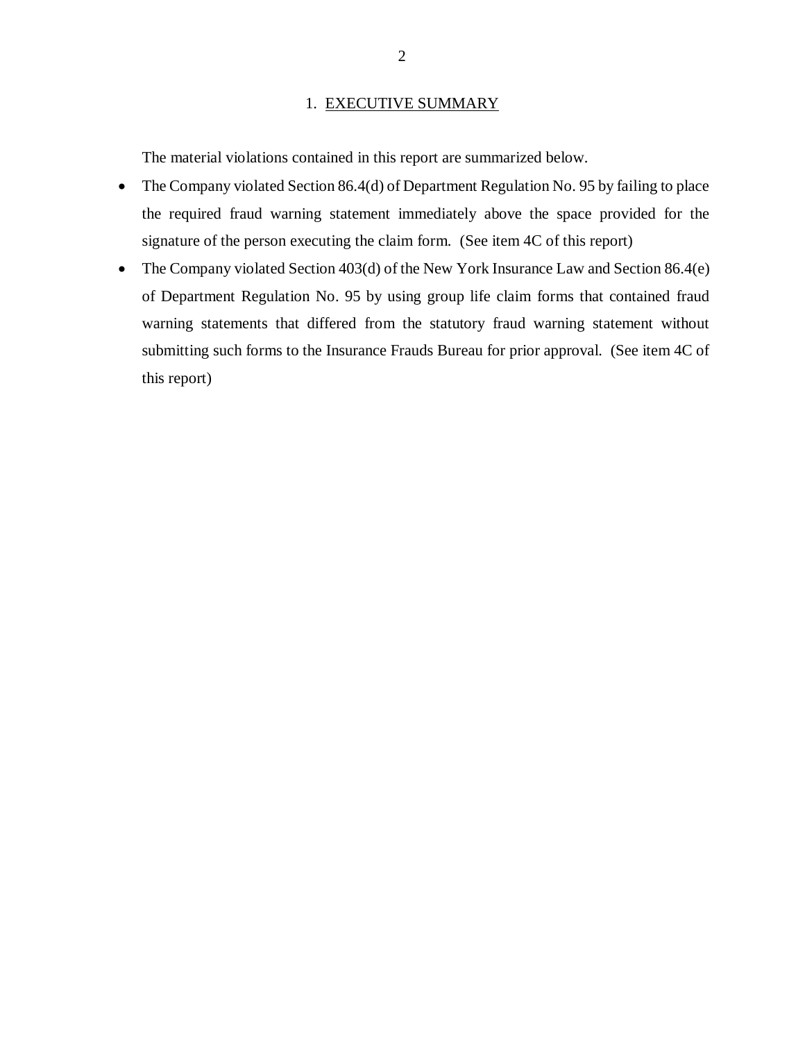## 1. EXECUTIVE SUMMARY

The material violations contained in this report are summarized below.

- The Company violated Section 86.4(d) of Department Regulation No. 95 by failing to place the required fraud warning statement immediately above the space provided for the signature of the person executing the claim form. (See item 4C of this report)
- The Company violated Section 403(d) of the New York Insurance Law and Section 86.4(e) of Department Regulation No. 95 by using group life claim forms that contained fraud warning statements that differed from the statutory fraud warning statement without submitting such forms to the Insurance Frauds Bureau for prior approval. (See item 4C of this report)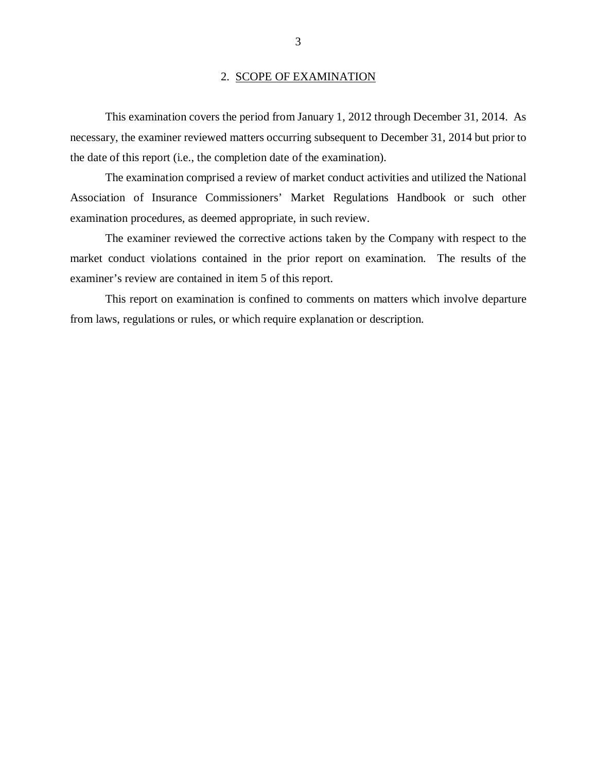## 2. SCOPE OF EXAMINATION

This examination covers the period from January 1, 2012 through December 31, 2014. As necessary, the examiner reviewed matters occurring subsequent to December 31, 2014 but prior to the date of this report (i.e., the completion date of the examination).

The examination comprised a review of market conduct activities and utilized the National Association of Insurance Commissioners' Market Regulations Handbook or such other examination procedures, as deemed appropriate, in such review.

The examiner reviewed the corrective actions taken by the Company with respect to the market conduct violations contained in the prior report on examination. The results of the examiner's review are contained in item 5 of this report.

This report on examination is confined to comments on matters which involve departure from laws, regulations or rules, or which require explanation or description.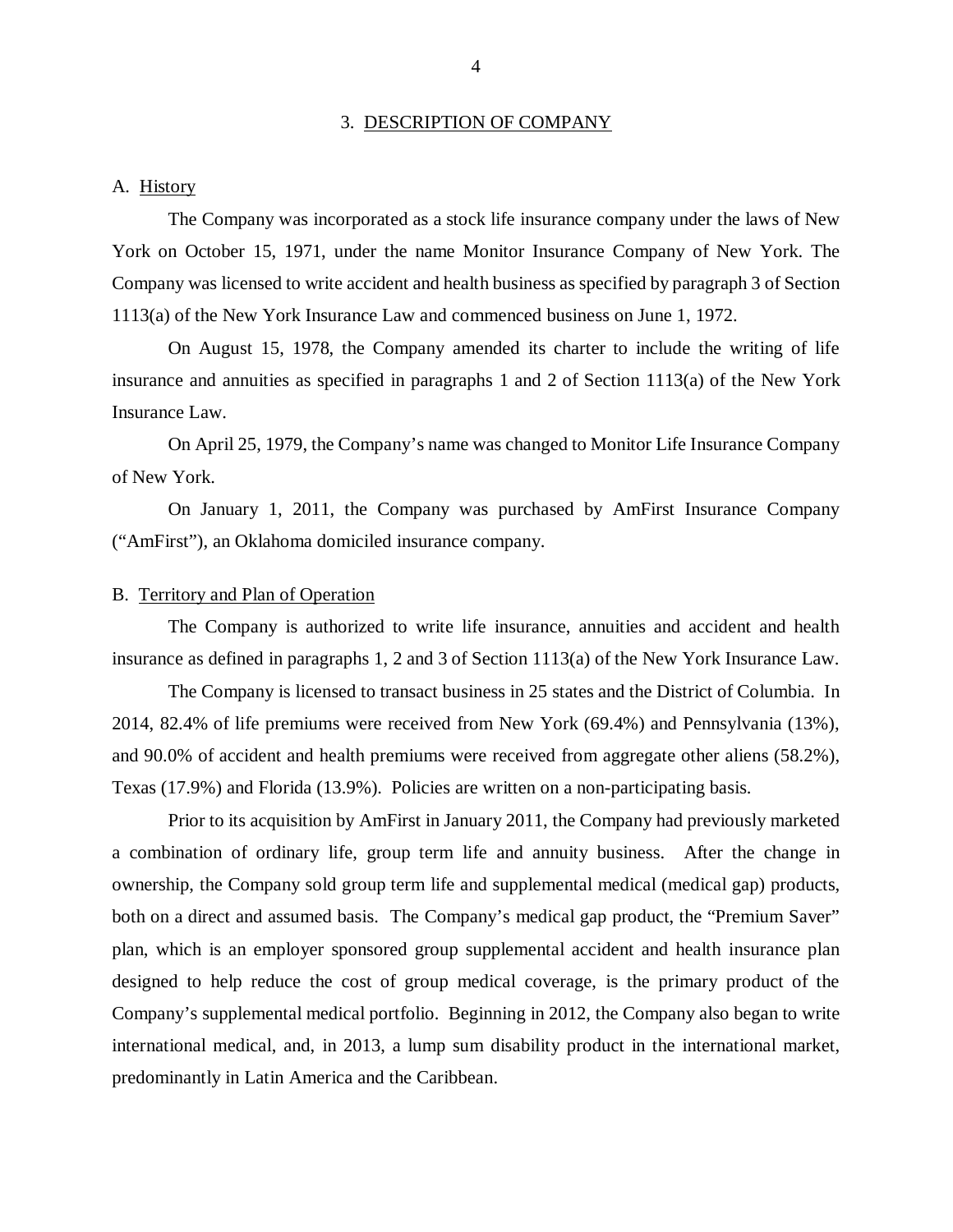## 3. DESCRIPTION OF COMPANY

### A. History

The Company was incorporated as a stock life insurance company under the laws of New York on October 15, 1971, under the name Monitor Insurance Company of New York. The Company was licensed to write accident and health business as specified by paragraph 3 of Section 1113(a) of the New York Insurance Law and commenced business on June 1, 1972.

On August 15, 1978, the Company amended its charter to include the writing of life insurance and annuities as specified in paragraphs 1 and 2 of Section 1113(a) of the New York Insurance Law.

On April 25, 1979, the Company's name was changed to Monitor Life Insurance Company of New York.

On January 1, 2011, the Company was purchased by AmFirst Insurance Company ("AmFirst"), an Oklahoma domiciled insurance company.

### B. Territory and Plan of Operation

The Company is authorized to write life insurance, annuities and accident and health insurance as defined in paragraphs 1, 2 and 3 of Section 1113(a) of the New York Insurance Law.

The Company is licensed to transact business in 25 states and the District of Columbia. In 2014, 82.4% of life premiums were received from New York (69.4%) and Pennsylvania (13%), and 90.0% of accident and health premiums were received from aggregate other aliens (58.2%), Texas (17.9%) and Florida (13.9%). Policies are written on a non-participating basis.

Prior to its acquisition by AmFirst in January 2011, the Company had previously marketed a combination of ordinary life, group term life and annuity business. After the change in ownership, the Company sold group term life and supplemental medical (medical gap) products, both on a direct and assumed basis. The Company's medical gap product, the "Premium Saver" plan, which is an employer sponsored group supplemental accident and health insurance plan designed to help reduce the cost of group medical coverage, is the primary product of the Company's supplemental medical portfolio. Beginning in 2012, the Company also began to write international medical, and, in 2013, a lump sum disability product in the international market, predominantly in Latin America and the Caribbean.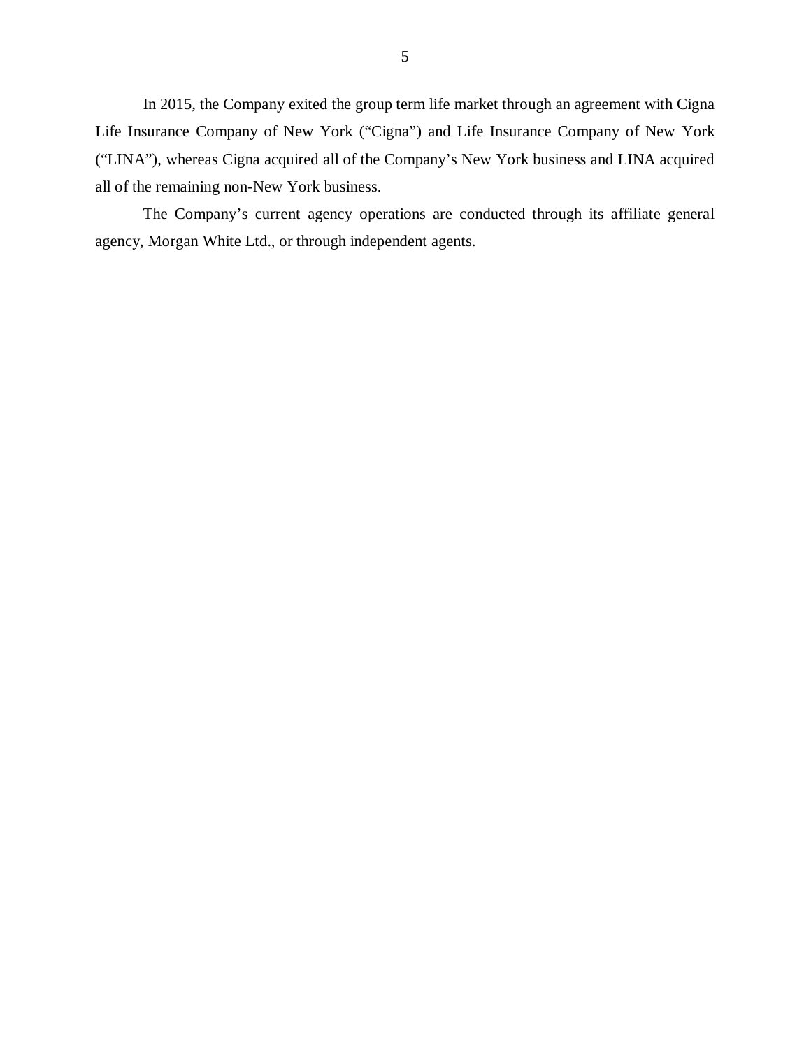In 2015, the Company exited the group term life market through an agreement with Cigna Life Insurance Company of New York ("Cigna") and Life Insurance Company of New York ("LINA"), whereas Cigna acquired all of the Company's New York business and LINA acquired all of the remaining non-New York business.

The Company's current agency operations are conducted through its affiliate general agency, Morgan White Ltd., or through independent agents.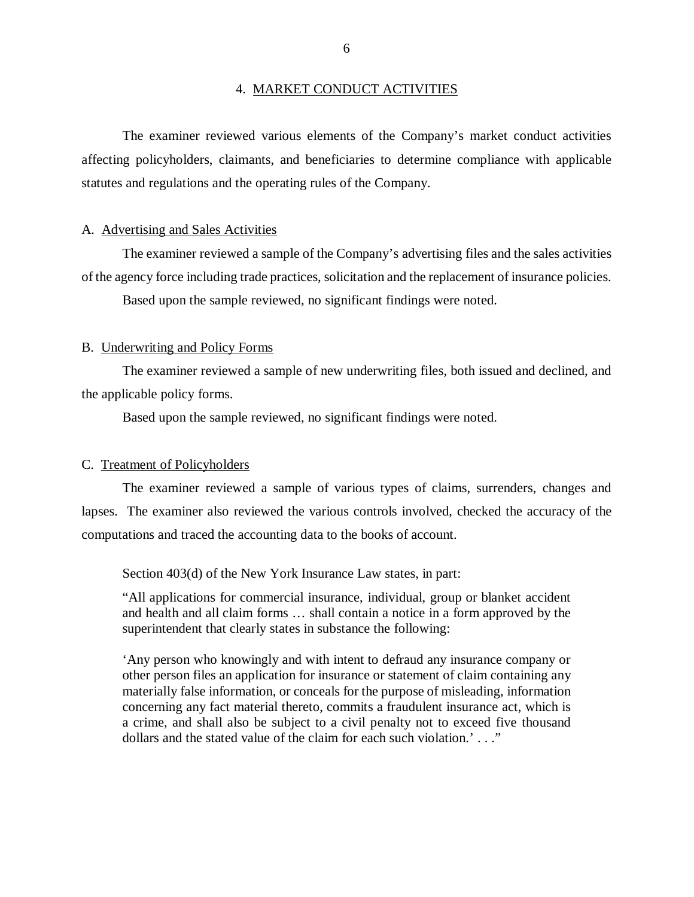## 4. MARKET CONDUCT ACTIVITIES

The examiner reviewed various elements of the Company's market conduct activities affecting policyholders, claimants, and beneficiaries to determine compliance with applicable statutes and regulations and the operating rules of the Company.

### A. Advertising and Sales Activities

The examiner reviewed a sample of the Company's advertising files and the sales activities of the agency force including trade practices, solicitation and the replacement of insurance policies.

Based upon the sample reviewed, no significant findings were noted.

### B. Underwriting and Policy Forms

The examiner reviewed a sample of new underwriting files, both issued and declined, and the applicable policy forms.

Based upon the sample reviewed, no significant findings were noted.

### C. Treatment of Policyholders

The examiner reviewed a sample of various types of claims, surrenders, changes and lapses. The examiner also reviewed the various controls involved, checked the accuracy of the computations and traced the accounting data to the books of account.

Section 403(d) of the New York Insurance Law states, in part:

> "All applications for commercial insurance, individual, group or blanket accident and health and all claim forms … shall contain a notice in a form approved by the superintendent that clearly states in substance the following:
>
> 'Any person who knowingly and with intent to defraud any insurance company or other person files an application for insurance or statement of claim containing any materially false information, or conceals for the purpose of misleading, information concerning any fact material thereto, commits a fraudulent insurance act, which is a crime, and shall also be subject to a civil penalty not to exceed five thousand dollars and the stated value of the claim for each such violation.' . . ."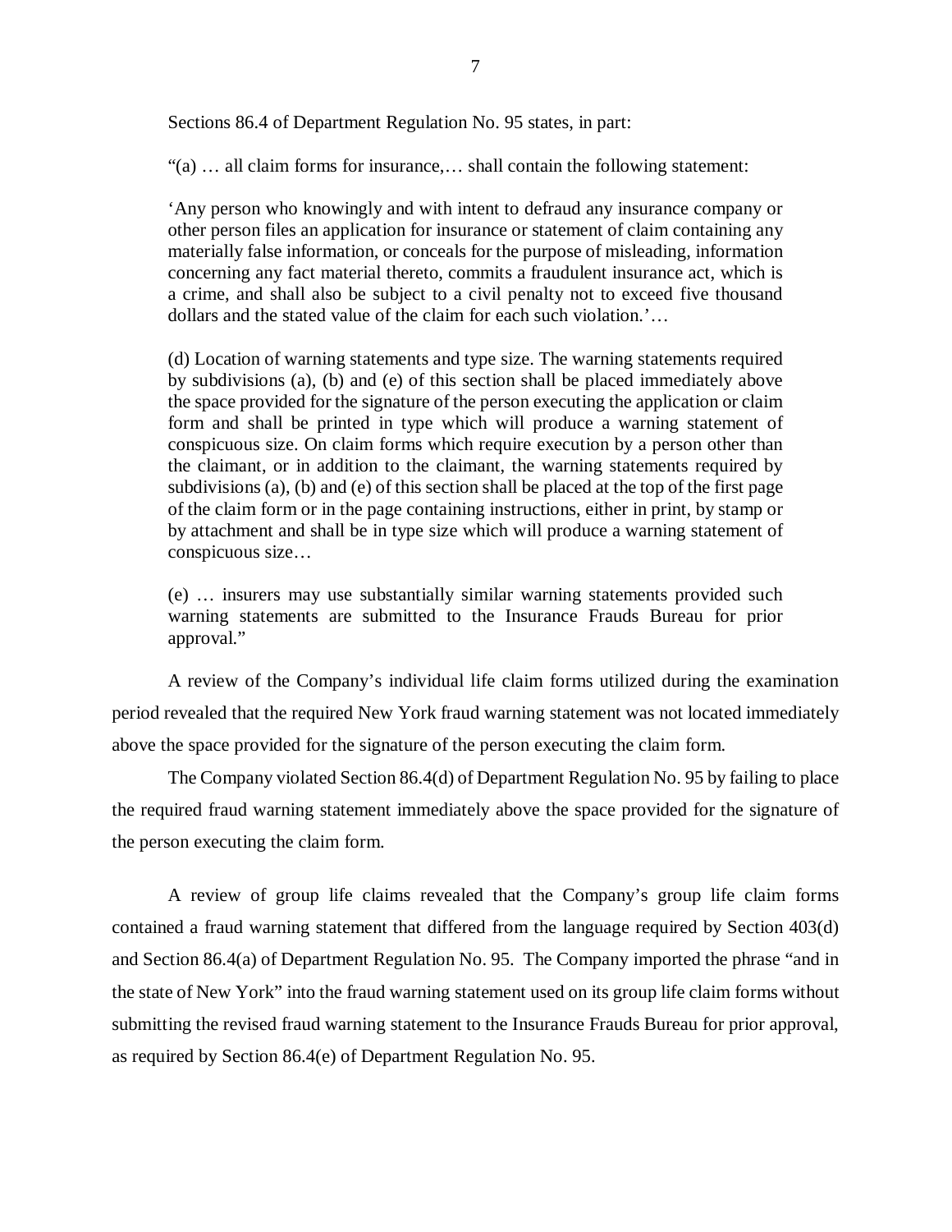Sections 86.4 of Department Regulation No. 95 states, in part:

> "(a) … all claim forms for insurance,… shall contain the following statement:
>
> 'Any person who knowingly and with intent to defraud any insurance company or other person files an application for insurance or statement of claim containing any materially false information, or conceals for the purpose of misleading, information concerning any fact material thereto, commits a fraudulent insurance act, which is a crime, and shall also be subject to a civil penalty not to exceed five thousand dollars and the stated value of the claim for each such violation.'…
>
> (d) Location of warning statements and type size. The warning statements required by subdivisions (a), (b) and (e) of this section shall be placed immediately above the space provided for the signature of the person executing the application or claim form and shall be printed in type which will produce a warning statement of conspicuous size. On claim forms which require execution by a person other than the claimant, or in addition to the claimant, the warning statements required by subdivisions (a), (b) and (e) of this section shall be placed at the top of the first page of the claim form or in the page containing instructions, either in print, by stamp or by attachment and shall be in type size which will produce a warning statement of conspicuous size…
>
> (e) … insurers may use substantially similar warning statements provided such warning statements are submitted to the Insurance Frauds Bureau for prior approval."

A review of the Company's individual life claim forms utilized during the examination period revealed that the required New York fraud warning statement was not located immediately above the space provided for the signature of the person executing the claim form.

The Company violated Section 86.4(d) of Department Regulation No. 95 by failing to place the required fraud warning statement immediately above the space provided for the signature of the person executing the claim form.

A review of group life claims revealed that the Company's group life claim forms contained a fraud warning statement that differed from the language required by Section 403(d) and Section 86.4(a) of Department Regulation No. 95. The Company imported the phrase "and in the state of New York" into the fraud warning statement used on its group life claim forms without submitting the revised fraud warning statement to the Insurance Frauds Bureau for prior approval, as required by Section 86.4(e) of Department Regulation No. 95.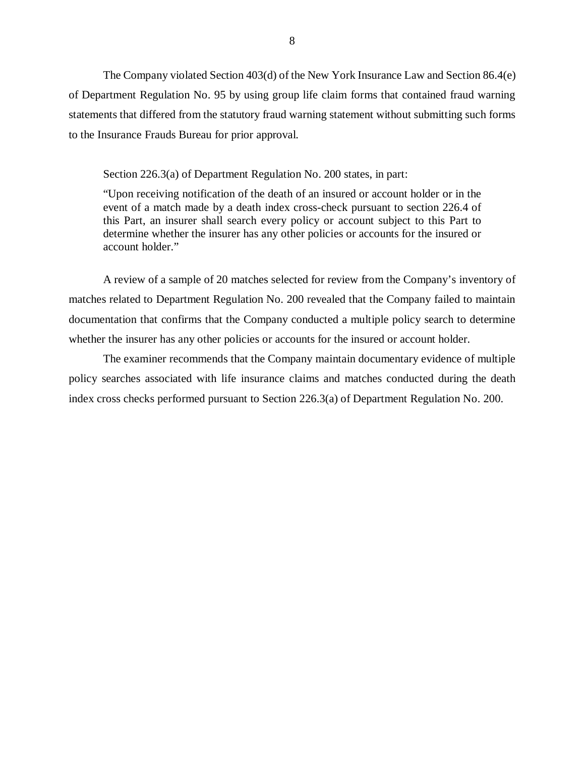The Company violated Section 403(d) of the New York Insurance Law and Section 86.4(e) of Department Regulation No. 95 by using group life claim forms that contained fraud warning statements that differed from the statutory fraud warning statement without submitting such forms to the Insurance Frauds Bureau for prior approval.

Section 226.3(a) of Department Regulation No. 200 states, in part:

> "Upon receiving notification of the death of an insured or account holder or in the event of a match made by a death index cross-check pursuant to section 226.4 of this Part, an insurer shall search every policy or account subject to this Part to determine whether the insurer has any other policies or accounts for the insured or account holder."

A review of a sample of 20 matches selected for review from the Company's inventory of matches related to Department Regulation No. 200 revealed that the Company failed to maintain documentation that confirms that the Company conducted a multiple policy search to determine whether the insurer has any other policies or accounts for the insured or account holder.

The examiner recommends that the Company maintain documentary evidence of multiple policy searches associated with life insurance claims and matches conducted during the death index cross checks performed pursuant to Section 226.3(a) of Department Regulation No. 200.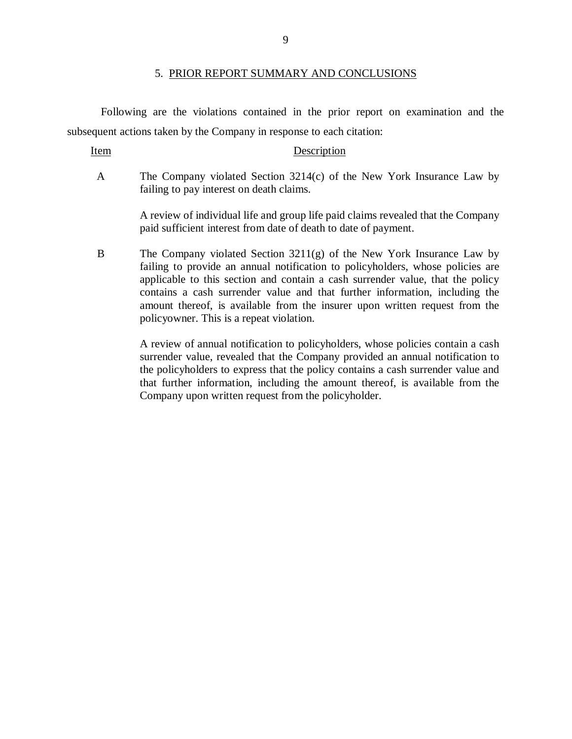## 5. PRIOR REPORT SUMMARY AND CONCLUSIONS

Following are the violations contained in the prior report on examination and the subsequent actions taken by the Company in response to each citation:

| Item | Description |
| --- | --- |
| A | The Company violated Section 3214(c) of the New York Insurance Law by failing to pay interest on death claims.<br><br>A review of individual life and group life paid claims revealed that the Company paid sufficient interest from date of death to date of payment. |
| B | The Company violated Section 3211(g) of the New York Insurance Law by failing to provide an annual notification to policyholders, whose policies are applicable to this section and contain a cash surrender value, that the policy contains a cash surrender value and that further information, including the amount thereof, is available from the insurer upon written request from the policyowner. This is a repeat violation.<br><br>A review of annual notification to policyholders, whose policies contain a cash surrender value, revealed that the Company provided an annual notification to the policyholders to express that the policy contains a cash surrender value and that further information, including the amount thereof, is available from the Company upon written request from the policyholder. |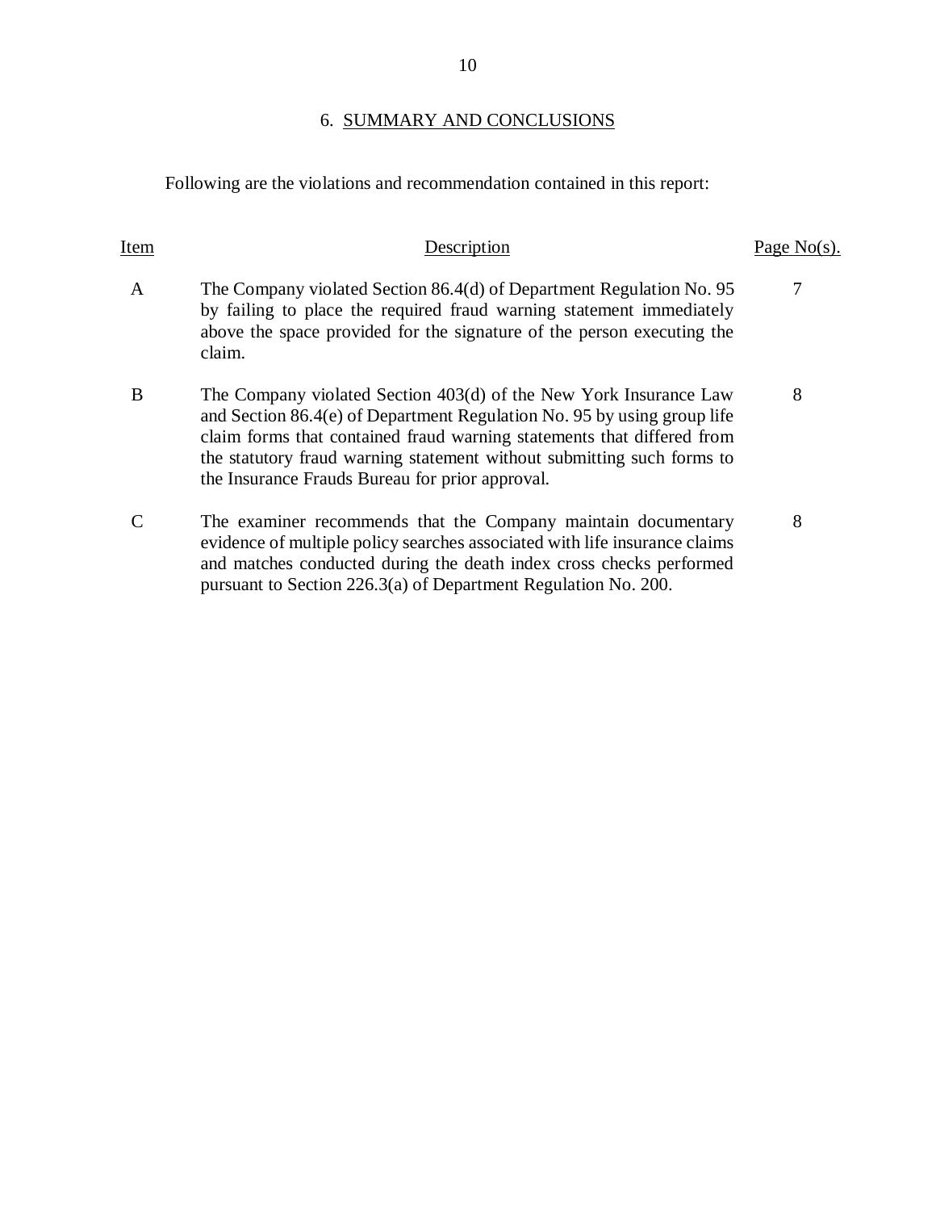## 6. SUMMARY AND CONCLUSIONS

Following are the violations and recommendation contained in this report:

| Item | Description | Page No(s). |
|---|---|---|
| A | The Company violated Section 86.4(d) of Department Regulation No. 95 by failing to place the required fraud warning statement immediately above the space provided for the signature of the person executing the claim. | 7 |
| B | The Company violated Section 403(d) of the New York Insurance Law and Section 86.4(e) of Department Regulation No. 95 by using group life claim forms that contained fraud warning statements that differed from the statutory fraud warning statement without submitting such forms to the Insurance Frauds Bureau for prior approval. | 8 |
| C | The examiner recommends that the Company maintain documentary evidence of multiple policy searches associated with life insurance claims and matches conducted during the death index cross checks performed pursuant to Section 226.3(a) of Department Regulation No. 200. | 8 |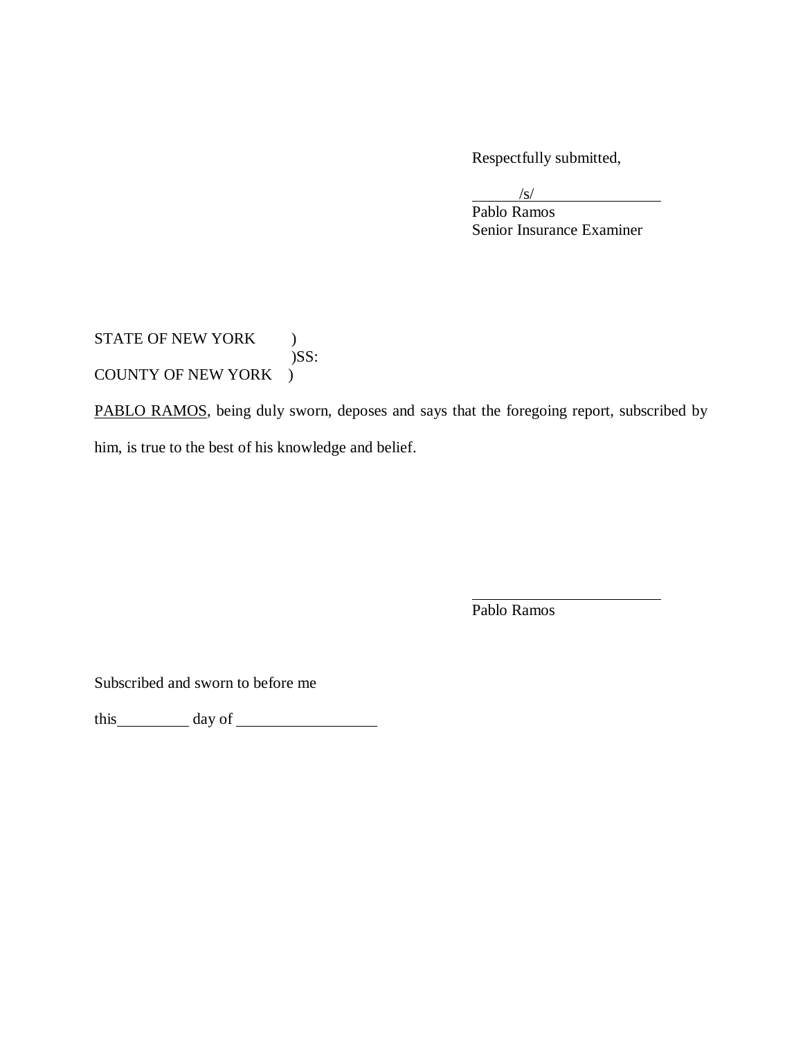Respectfully submitted,

/s/
Pablo Ramos
Senior Insurance Examiner

STATE OF NEW YORK )
)SS:
COUNTY OF NEW YORK )

PABLO RAMOS, being duly sworn, deposes and says that the foregoing report, subscribed by him, is true to the best of his knowledge and belief.

\_\_\_\_\_\_\_\_\_\_\_\_\_\_\_\_\_\_\_\_\_\_\_\_
Pablo Ramos

Subscribed and sworn to before me

this \_\_\_\_\_\_\_\_\_ day of \_\_\_\_\_\_\_\_\_\_\_\_\_\_\_\_\_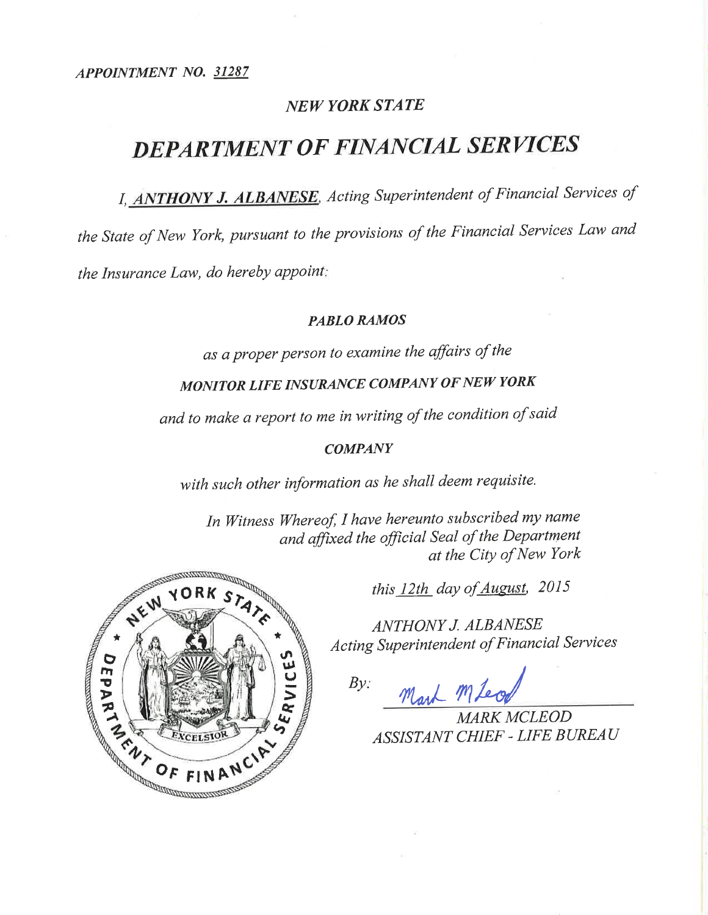*APPOINTMENT NO. 31287*

*NEW YORK STATE*

# *DEPARTMENT OF FINANCIAL SERVICES*

*I, ANTHONY J. ALBANESE, Acting Superintendent of Financial Services of the State of New York, pursuant to the provisions of the Financial Services Law and the Insurance Law, do hereby appoint:*

***PABLO RAMOS***

*as a proper person to examine the affairs of the*

***MONITOR LIFE INSURANCE COMPANY OF NEW YORK***

*and to make a report to me in writing of the condition of said*

***COMPANY***

*with such other information as he shall deem requisite.*

*In Witness Whereof, I have hereunto subscribed my name and affixed the official Seal of the Department at the City of New York*

*this 12th day of August, 2015*

*ANTHONY J. ALBANESE*
*Acting Superintendent of Financial Services*

*By:* Mark McLeod

*MARK MCLEOD*
*ASSISTANT CHIEF - LIFE BUREAU*